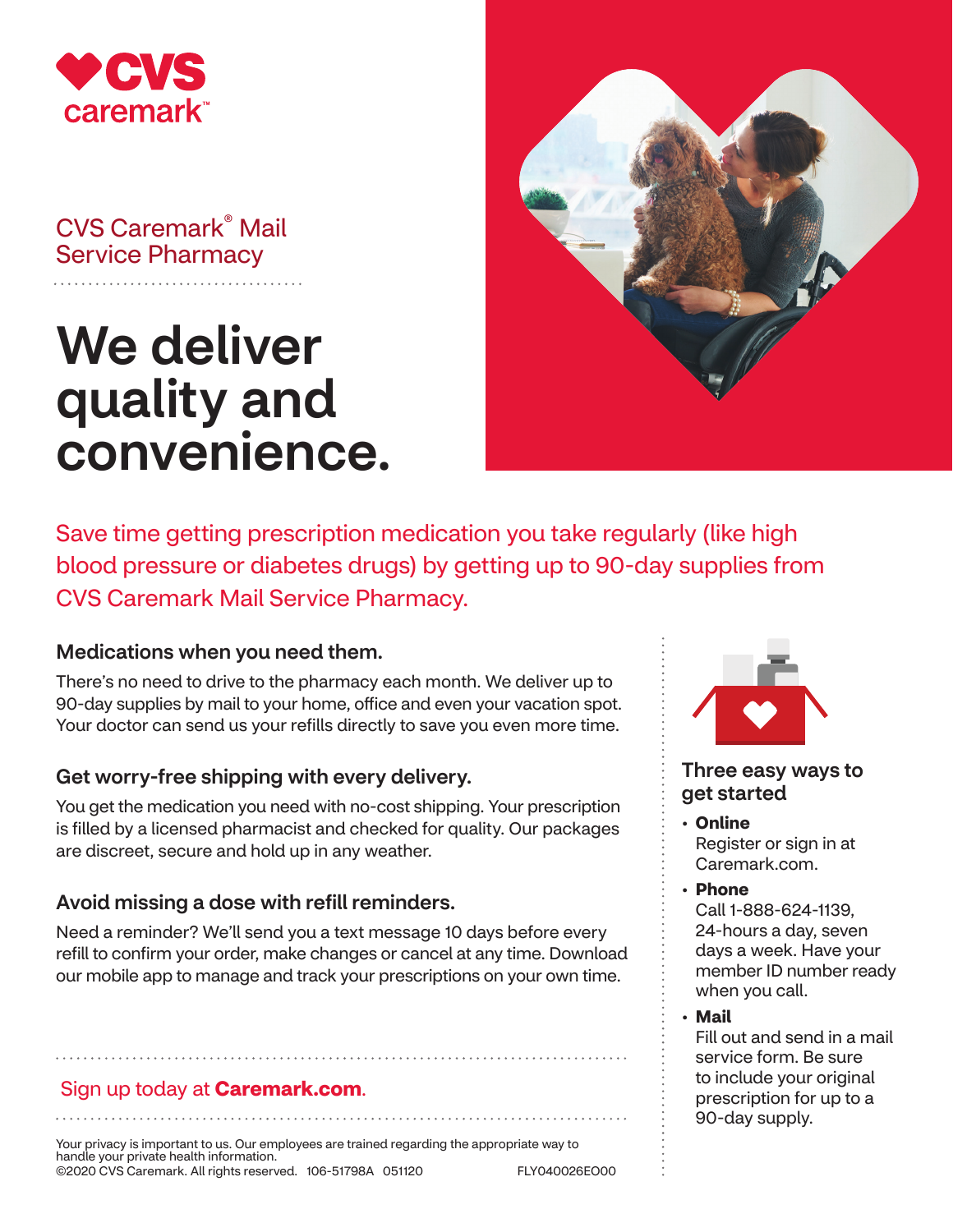CVS caremark™

CVS Caremark® Mail Service Pharmacy

# We deliver quality and convenience.

Save time getting prescription medication you take regularly (like high blood pressure or diabetes drugs) by getting up to 90-day supplies from CVS Caremark Mail Service Pharmacy.

### Medications when you need them.

There's no need to drive to the pharmacy each month. We deliver up to 90-day supplies by mail to your home, office and even your vacation spot. Your doctor can send us your refills directly to save you even more time.

### Get worry-free shipping with every delivery.

You get the medication you need with no-cost shipping. Your prescription is filled by a licensed pharmacist and checked for quality. Our packages are discreet, secure and hold up in any weather.

### Avoid missing a dose with refill reminders.

Need a reminder? We'll send you a text message 10 days before every refill to confirm your order, make changes or cancel at any time. Download our mobile app to manage and track your prescriptions on your own time.

Sign up today at **Caremark.com**.

### Three easy ways to get started

- **Online**
  Register or sign in at Caremark.com.
- **Phone**
  Call 1-888-624-1139, 24-hours a day, seven days a week. Have your member ID number ready when you call.
- **Mail**
  Fill out and send in a mail service form. Be sure to include your original prescription for up to a 90-day supply.

Your privacy is important to us. Our employees are trained regarding the appropriate way to handle your private health information.
©2020 CVS Caremark. All rights reserved. 106-51798A 051120 FLY040026EO00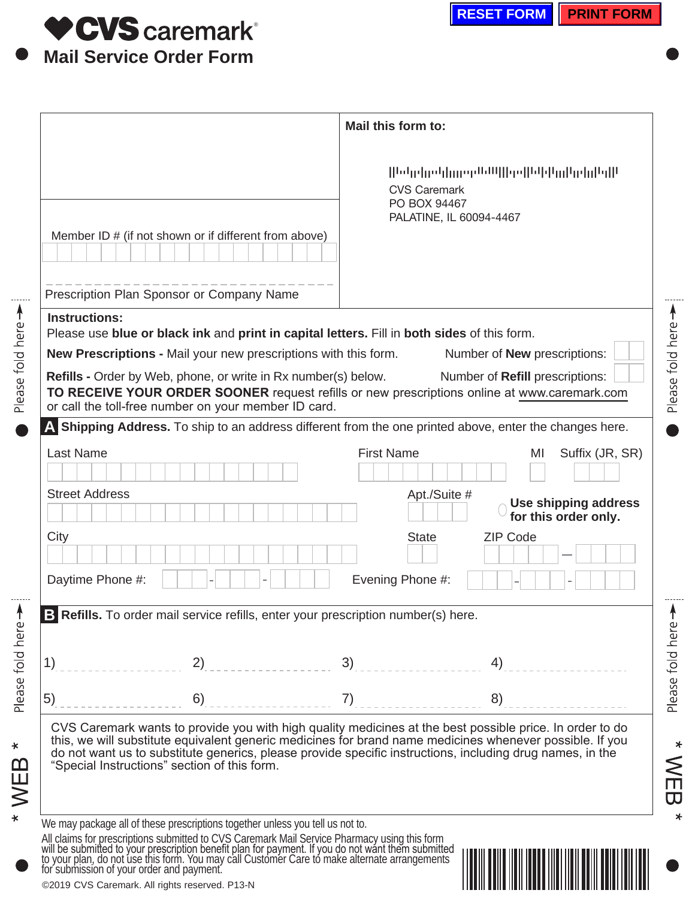RESET FORM PRINT FORM

# CVS caremark

## Mail Service Order Form

Member ID # (if not shown or if different from above)

Prescription Plan Sponsor or Company Name

**Mail this form to:**

CVS Caremark
PO BOX 94467
PALATINE, IL 60094-4467

**Instructions:**
Please use **blue or black ink** and **print in capital letters.** Fill in **both sides** of this form.

**New Prescriptions -** Mail your new prescriptions with this form. Number of **New** prescriptions:

**Refills -** Order by Web, phone, or write in Rx number(s) below. Number of **Refill** prescriptions:

**TO RECEIVE YOUR ORDER SOONER** request refills or new prescriptions online at www.caremark.com or call the toll-free number on your member ID card.

## A Shipping Address.

To ship to an address different from the one printed above, enter the changes here.

Last Name | First Name | MI | Suffix (JR, SR)

Street Address | Apt./Suite # | **Use shipping address for this order only.**

City | State | ZIP Code

Daytime Phone #: - - Evening Phone #: - -

## B Refills.

To order mail service refills, enter your prescription number(s) here.

1) 2) 3) 4)

5) 6) 7) 8)

CVS Caremark wants to provide you with high quality medicines at the best possible price. In order to do this, we will substitute equivalent generic medicines for brand name medicines whenever possible. If you do not want us to substitute generics, please provide specific instructions, including drug names, in the “Special Instructions” section of this form.

We may package all of these prescriptions together unless you tell us not to.

All claims for prescriptions submitted to CVS Caremark Mail Service Pharmacy using this form will be submitted to your prescription benefit plan for payment. If you do not want them submitted to your plan, do not use this form. You may call Customer Care to make alternate arrangements for submission of your order and payment.

©2019 CVS Caremark. All rights reserved. P13-N

Please fold here

* WEB *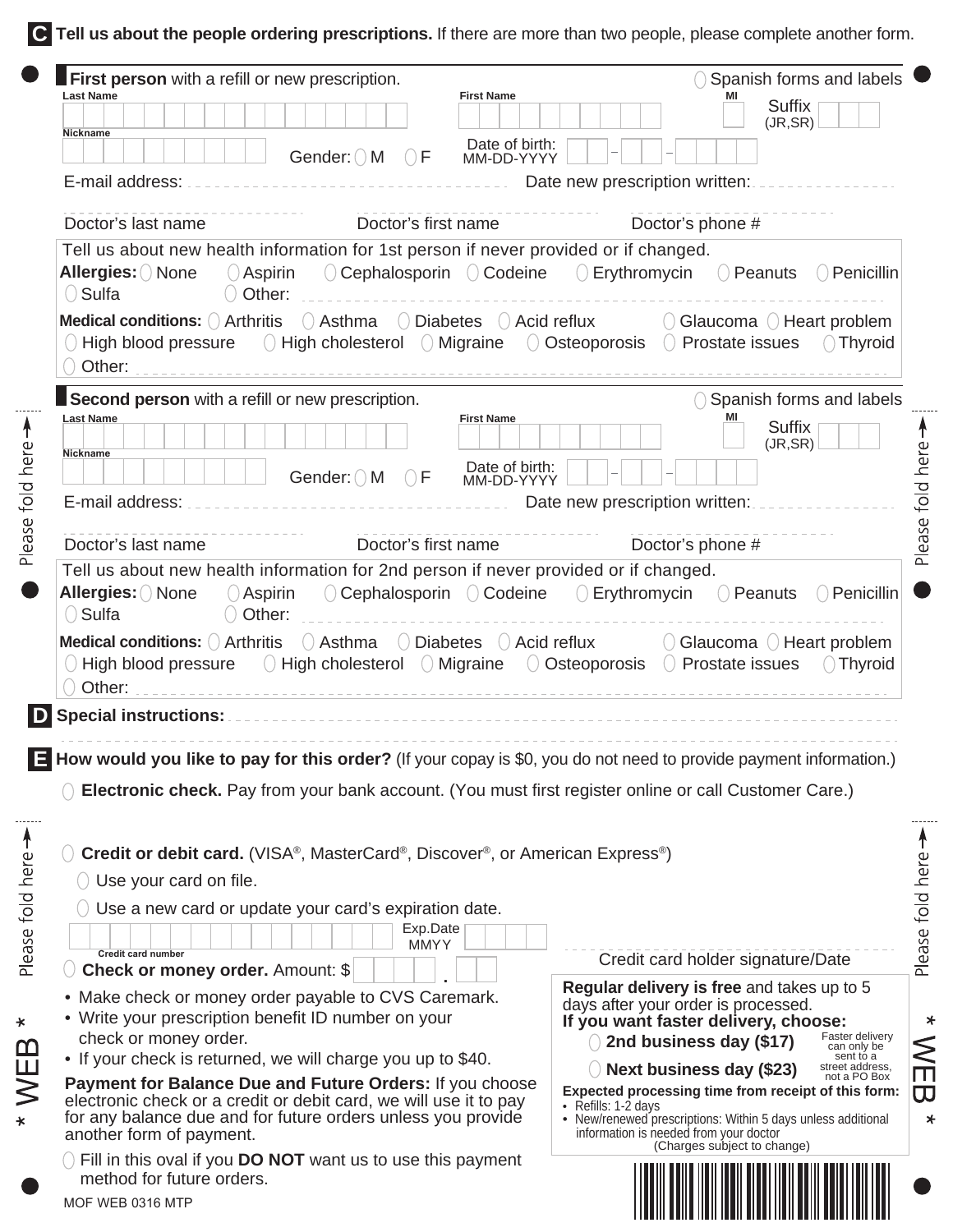**C** **Tell us about the people ordering prescriptions.** If there are more than two people, please complete another form.

**First person** with a refill or new prescription.

○ Spanish forms and labels

Last Name | First Name | MI | Suffix (JR,SR)

Nickname | Gender: ○ M ○ F | Date of birth: MM-DD-YYYY

E-mail address: ______________________ Date new prescription written: ______________

Doctor's last name | Doctor's first name | Doctor's phone #

Tell us about new health information for 1st person if never provided or if changed.

**Allergies:** ○ None ○ Aspirin ○ Cephalosporin ○ Codeine ○ Erythromycin ○ Peanuts ○ Penicillin ○ Sulfa ○ Other: ______________________

**Medical conditions:** ○ Arthritis ○ Asthma ○ Diabetes ○ Acid reflux ○ Glaucoma ○ Heart problem ○ High blood pressure ○ High cholesterol ○ Migraine ○ Osteoporosis ○ Prostate issues ○ Thyroid ○ Other: ______________________

**Second person** with a refill or new prescription.

○ Spanish forms and labels

Last Name | First Name | MI | Suffix (JR,SR)

Nickname | Gender: ○ M ○ F | Date of birth: MM-DD-YYYY

E-mail address: ______________________ Date new prescription written: ______________

Doctor's last name | Doctor's first name | Doctor's phone #

Tell us about new health information for 2nd person if never provided or if changed.

**Allergies:** ○ None ○ Aspirin ○ Cephalosporin ○ Codeine ○ Erythromycin ○ Peanuts ○ Penicillin ○ Sulfa ○ Other: ______________________

**Medical conditions:** ○ Arthritis ○ Asthma ○ Diabetes ○ Acid reflux ○ Glaucoma ○ Heart problem ○ High blood pressure ○ High cholesterol ○ Migraine ○ Osteoporosis ○ Prostate issues ○ Thyroid ○ Other: ______________________

**D** **Special instructions:** ______________________

**E** **How would you like to pay for this order?** (If your copay is $0, you do not need to provide payment information.)

○ **Electronic check.** Pay from your bank account. (You must first register online or call Customer Care.)

○ **Credit or debit card.** (VISA®, MasterCard®, Discover®, or American Express®)

○ Use your card on file.

○ Use a new card or update your card's expiration date.

Credit card number | Exp.Date MMYY

Credit card holder signature/Date

○ **Check or money order.** Amount: $ ______ . ___

- Make check or money order payable to CVS Caremark.
- Write your prescription benefit ID number on your check or money order.
- If your check is returned, we will charge you up to $40.

**Payment for Balance Due and Future Orders:** If you choose electronic check or a credit or debit card, we will use it to pay for any balance due and for future orders unless you provide another form of payment.

○ Fill in this oval if you **DO NOT** want us to use this payment method for future orders.

**Regular delivery is free** and takes up to 5 days after your order is processed.
**If you want faster delivery, choose:**

○ **2nd business day ($17)**

○ **Next business day ($23)**

Faster delivery can only be sent to a street address, not a PO Box

**Expected processing time from receipt of this form:**

- Refills: 1-2 days
- New/renewed prescriptions: Within 5 days unless additional information is needed from your doctor

(Charges subject to change)

MOF WEB 0316 MTP